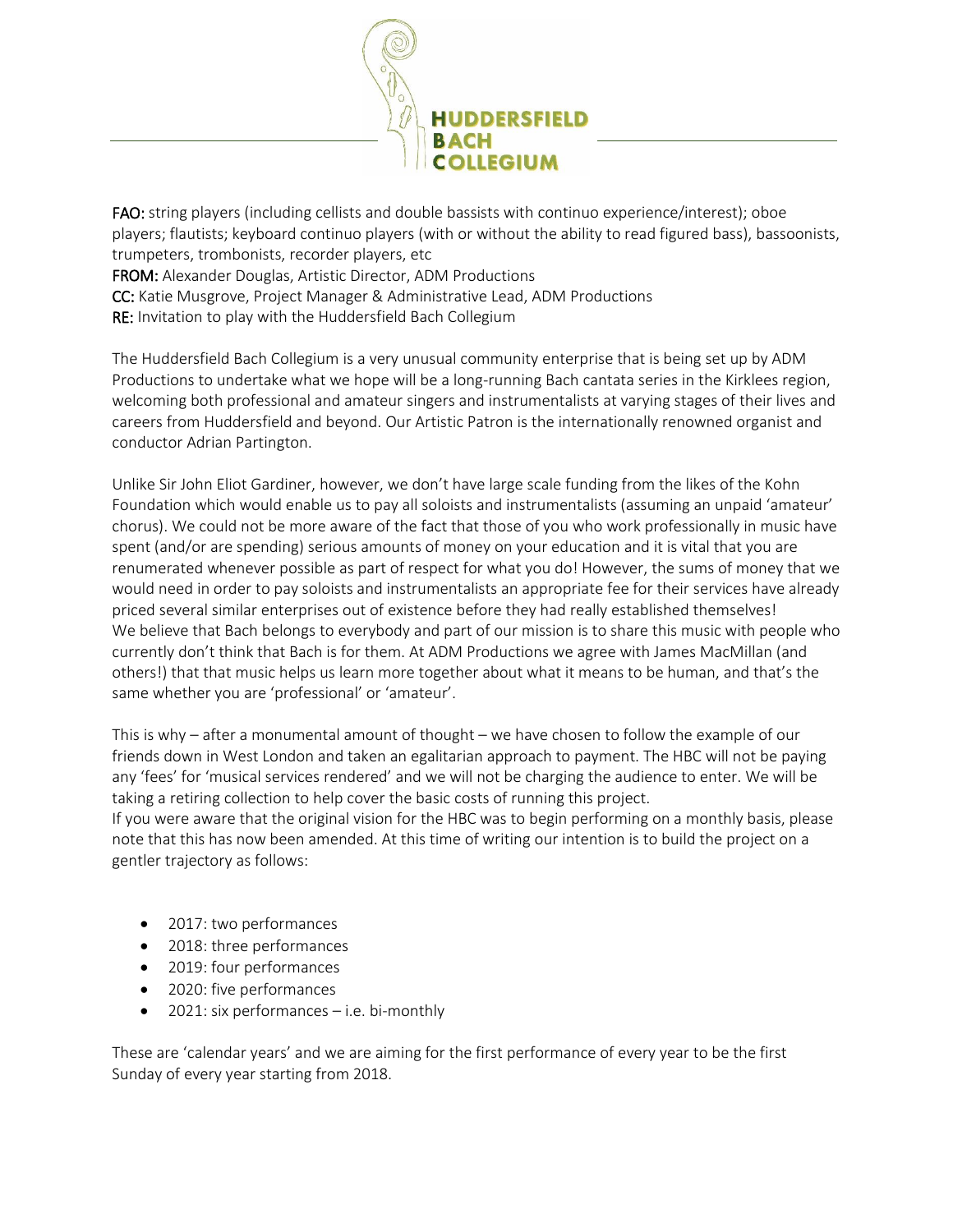HUDDERSFIELD BACH COLLEGIUM

**FAO:** string players (including cellists and double bassists with continuo experience/interest); oboe players; flautists; keyboard continuo players (with or without the ability to read figured bass), bassoonists, trumpeters, trombonists, recorder players, etc

**FROM:** Alexander Douglas, Artistic Director, ADM Productions

**CC:** Katie Musgrove, Project Manager & Administrative Lead, ADM Productions

**RE:** Invitation to play with the Huddersfield Bach Collegium

The Huddersfield Bach Collegium is a very unusual community enterprise that is being set up by ADM Productions to undertake what we hope will be a long-running Bach cantata series in the Kirklees region, welcoming both professional and amateur singers and instrumentalists at varying stages of their lives and careers from Huddersfield and beyond. Our Artistic Patron is the internationally renowned organist and conductor Adrian Partington.

Unlike Sir John Eliot Gardiner, however, we don't have large scale funding from the likes of the Kohn Foundation which would enable us to pay all soloists and instrumentalists (assuming an unpaid 'amateur' chorus). We could not be more aware of the fact that those of you who work professionally in music have spent (and/or are spending) serious amounts of money on your education and it is vital that you are renumerated whenever possible as part of respect for what you do! However, the sums of money that we would need in order to pay soloists and instrumentalists an appropriate fee for their services have already priced several similar enterprises out of existence before they had really established themselves! We believe that Bach belongs to everybody and part of our mission is to share this music with people who currently don't think that Bach is for them. At ADM Productions we agree with James MacMillan (and others!) that that music helps us learn more together about what it means to be human, and that's the same whether you are 'professional' or 'amateur'.

This is why – after a monumental amount of thought – we have chosen to follow the example of our friends down in West London and taken an egalitarian approach to payment. The HBC will not be paying any 'fees' for 'musical services rendered' and we will not be charging the audience to enter. We will be taking a retiring collection to help cover the basic costs of running this project.
If you were aware that the original vision for the HBC was to begin performing on a monthly basis, please note that this has now been amended. At this time of writing our intention is to build the project on a gentler trajectory as follows:

- 2017: two performances
- 2018: three performances
- 2019: four performances
- 2020: five performances
- 2021: six performances – i.e. bi-monthly

These are 'calendar years' and we are aiming for the first performance of every year to be the first Sunday of every year starting from 2018.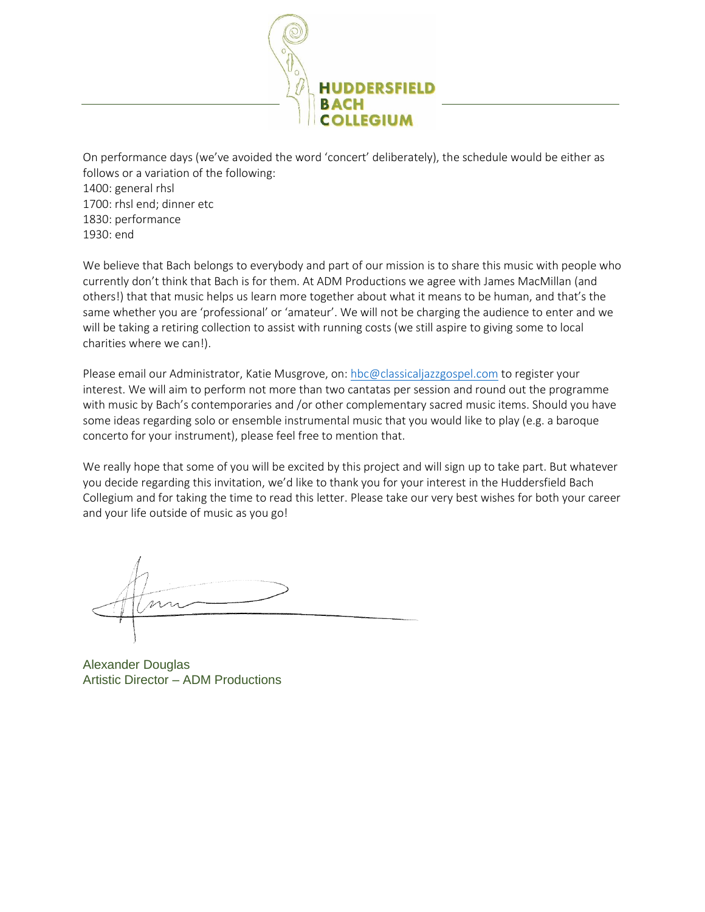On performance days (we've avoided the word 'concert' deliberately), the schedule would be either as follows or a variation of the following:
1400: general rhsl
1700: rhsl end; dinner etc
1830: performance
1930: end

We believe that Bach belongs to everybody and part of our mission is to share this music with people who currently don't think that Bach is for them. At ADM Productions we agree with James MacMillan (and others!) that that music helps us learn more together about what it means to be human, and that's the same whether you are 'professional' or 'amateur'. We will not be charging the audience to enter and we will be taking a retiring collection to assist with running costs (we still aspire to giving some to local charities where we can!).

Please email our Administrator, Katie Musgrove, on: hbc@classicaljazzgospel.com to register your interest. We will aim to perform not more than two cantatas per session and round out the programme with music by Bach's contemporaries and /or other complementary sacred music items. Should you have some ideas regarding solo or ensemble instrumental music that you would like to play (e.g. a baroque concerto for your instrument), please feel free to mention that.

We really hope that some of you will be excited by this project and will sign up to take part. But whatever you decide regarding this invitation, we'd like to thank you for your interest in the Huddersfield Bach Collegium and for taking the time to read this letter. Please take our very best wishes for both your career and your life outside of music as you go!

Alexander Douglas
Artistic Director – ADM Productions